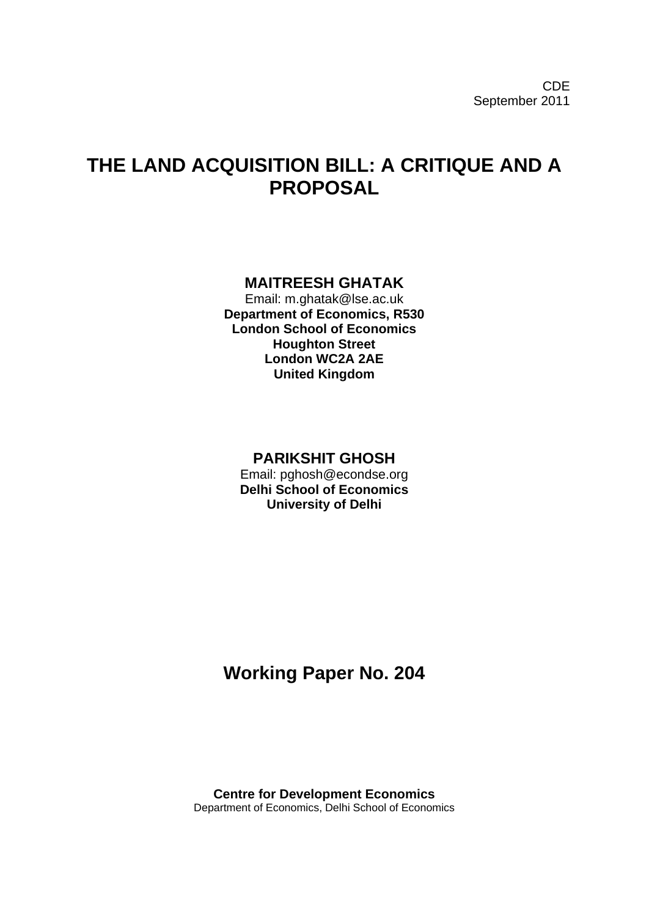CDE
September 2011

# THE LAND ACQUISITION BILL: A CRITIQUE AND A PROPOSAL

**MAITREESH GHATAK**
Email: m.ghatak@lse.ac.uk
**Department of Economics, R530**
**London School of Economics**
**Houghton Street**
**London WC2A 2AE**
**United Kingdom**

**PARIKSHIT GHOSH**
Email: pghosh@econdse.org
**Delhi School of Economics**
**University of Delhi**

## Working Paper No. 204

**Centre for Development Economics**
Department of Economics, Delhi School of Economics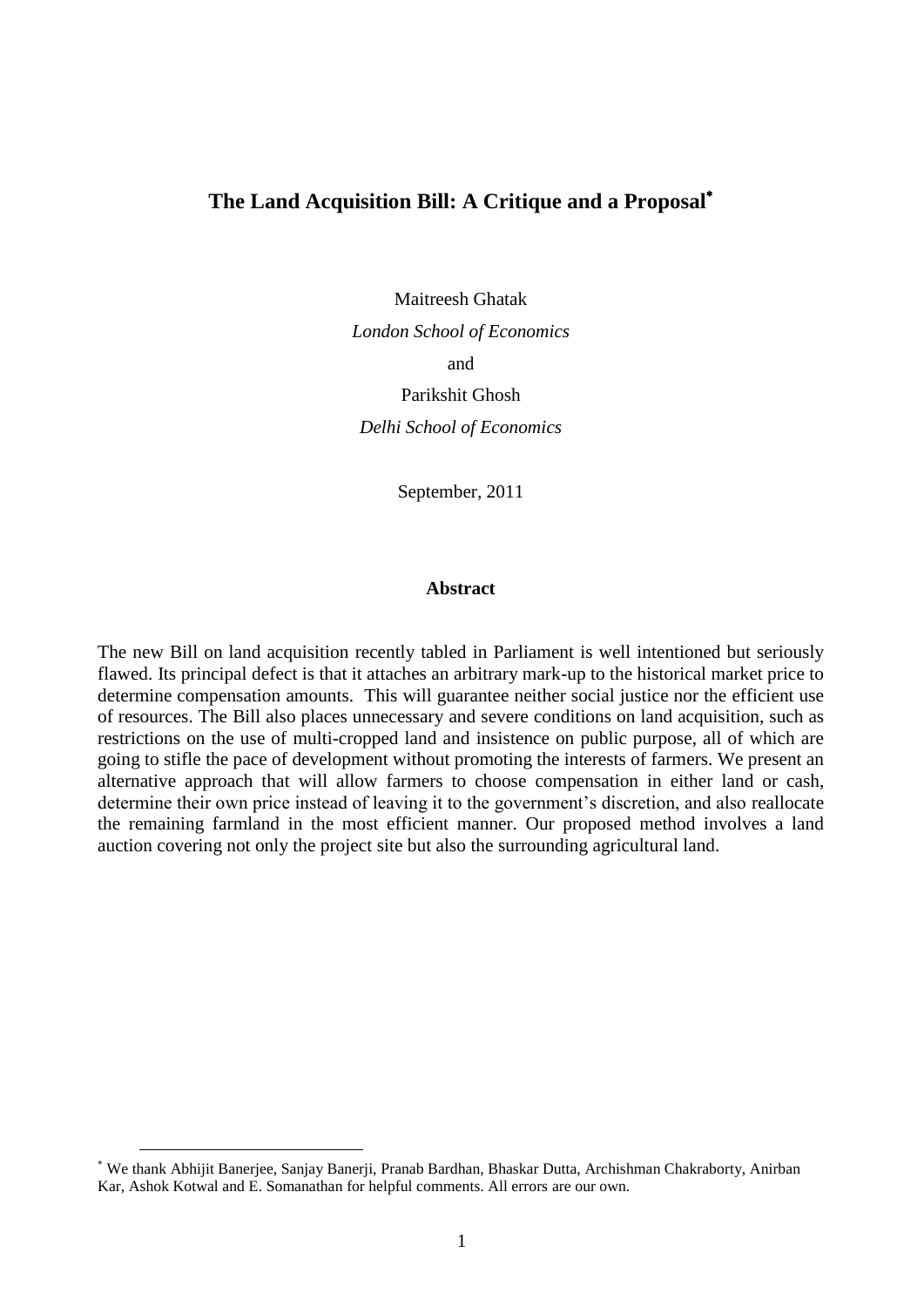# The Land Acquisition Bill: A Critique and a Proposal*

Maitreesh Ghatak

*London School of Economics*

and

Parikshit Ghosh

*Delhi School of Economics*

September, 2011

### Abstract

The new Bill on land acquisition recently tabled in Parliament is well intentioned but seriously flawed. Its principal defect is that it attaches an arbitrary mark-up to the historical market price to determine compensation amounts. This will guarantee neither social justice nor the efficient use of resources. The Bill also places unnecessary and severe conditions on land acquisition, such as restrictions on the use of multi-cropped land and insistence on public purpose, all of which are going to stifle the pace of development without promoting the interests of farmers. We present an alternative approach that will allow farmers to choose compensation in either land or cash, determine their own price instead of leaving it to the government's discretion, and also reallocate the remaining farmland in the most efficient manner. Our proposed method involves a land auction covering not only the project site but also the surrounding agricultural land.

---

* We thank Abhijit Banerjee, Sanjay Banerji, Pranab Bardhan, Bhaskar Dutta, Archishman Chakraborty, Anirban Kar, Ashok Kotwal and E. Somanathan for helpful comments. All errors are our own.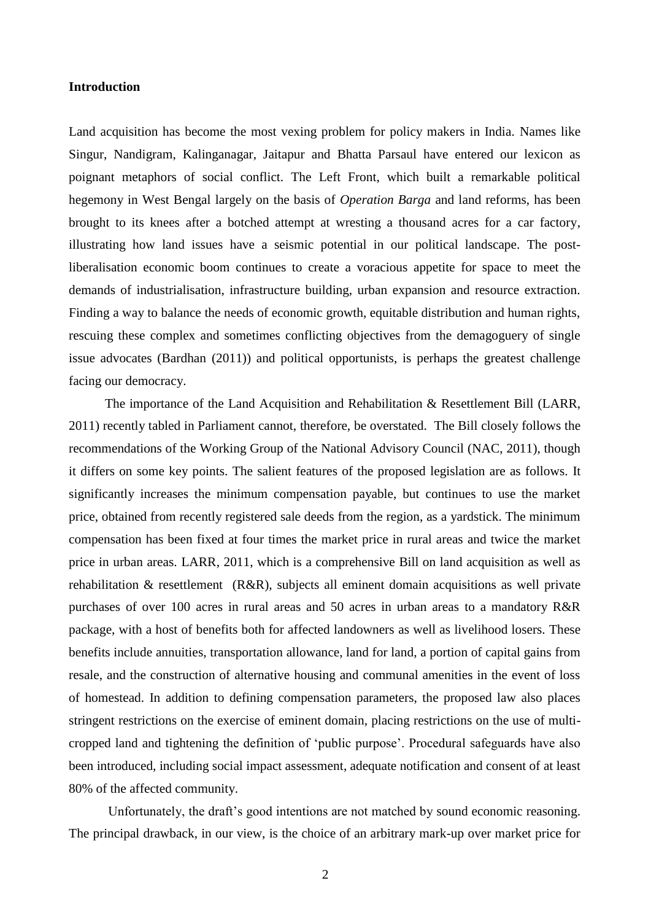## Introduction

Land acquisition has become the most vexing problem for policy makers in India. Names like Singur, Nandigram, Kalinganagar, Jaitapur and Bhatta Parsaul have entered our lexicon as poignant metaphors of social conflict. The Left Front, which built a remarkable political hegemony in West Bengal largely on the basis of *Operation Barga* and land reforms, has been brought to its knees after a botched attempt at wresting a thousand acres for a car factory, illustrating how land issues have a seismic potential in our political landscape. The post-liberalisation economic boom continues to create a voracious appetite for space to meet the demands of industrialisation, infrastructure building, urban expansion and resource extraction. Finding a way to balance the needs of economic growth, equitable distribution and human rights, rescuing these complex and sometimes conflicting objectives from the demagoguery of single issue advocates (Bardhan (2011)) and political opportunists, is perhaps the greatest challenge facing our democracy.

The importance of the Land Acquisition and Rehabilitation & Resettlement Bill (LARR, 2011) recently tabled in Parliament cannot, therefore, be overstated. The Bill closely follows the recommendations of the Working Group of the National Advisory Council (NAC, 2011), though it differs on some key points. The salient features of the proposed legislation are as follows. It significantly increases the minimum compensation payable, but continues to use the market price, obtained from recently registered sale deeds from the region, as a yardstick. The minimum compensation has been fixed at four times the market price in rural areas and twice the market price in urban areas. LARR, 2011, which is a comprehensive Bill on land acquisition as well as rehabilitation & resettlement (R&R), subjects all eminent domain acquisitions as well private purchases of over 100 acres in rural areas and 50 acres in urban areas to a mandatory R&R package, with a host of benefits both for affected landowners as well as livelihood losers. These benefits include annuities, transportation allowance, land for land, a portion of capital gains from resale, and the construction of alternative housing and communal amenities in the event of loss of homestead. In addition to defining compensation parameters, the proposed law also places stringent restrictions on the exercise of eminent domain, placing restrictions on the use of multi-cropped land and tightening the definition of 'public purpose'. Procedural safeguards have also been introduced, including social impact assessment, adequate notification and consent of at least 80% of the affected community.

Unfortunately, the draft's good intentions are not matched by sound economic reasoning. The principal drawback, in our view, is the choice of an arbitrary mark-up over market price for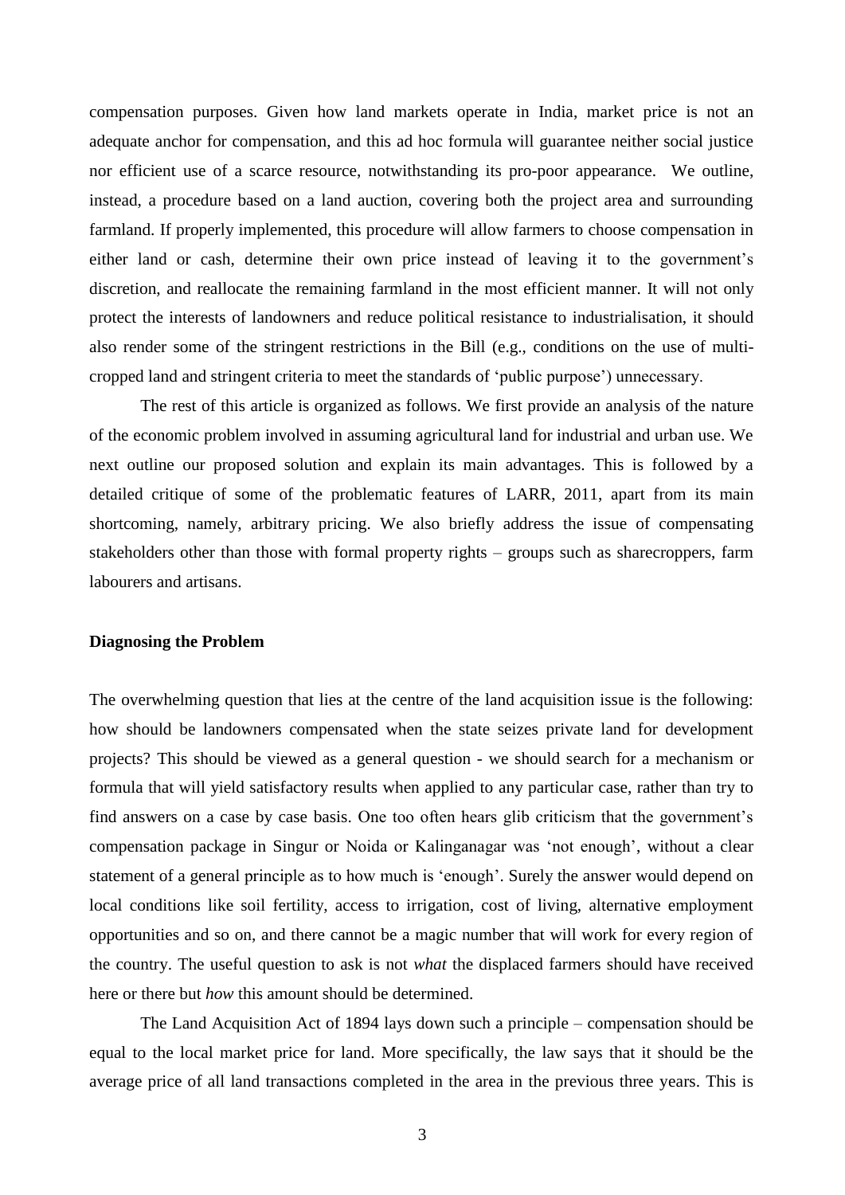compensation purposes. Given how land markets operate in India, market price is not an adequate anchor for compensation, and this ad hoc formula will guarantee neither social justice nor efficient use of a scarce resource, notwithstanding its pro-poor appearance. We outline, instead, a procedure based on a land auction, covering both the project area and surrounding farmland. If properly implemented, this procedure will allow farmers to choose compensation in either land or cash, determine their own price instead of leaving it to the government's discretion, and reallocate the remaining farmland in the most efficient manner. It will not only protect the interests of landowners and reduce political resistance to industrialisation, it should also render some of the stringent restrictions in the Bill (e.g., conditions on the use of multi-cropped land and stringent criteria to meet the standards of 'public purpose') unnecessary.

The rest of this article is organized as follows. We first provide an analysis of the nature of the economic problem involved in assuming agricultural land for industrial and urban use. We next outline our proposed solution and explain its main advantages. This is followed by a detailed critique of some of the problematic features of LARR, 2011, apart from its main shortcoming, namely, arbitrary pricing. We also briefly address the issue of compensating stakeholders other than those with formal property rights – groups such as sharecroppers, farm labourers and artisans.

**Diagnosing the Problem**

The overwhelming question that lies at the centre of the land acquisition issue is the following: how should be landowners compensated when the state seizes private land for development projects? This should be viewed as a general question - we should search for a mechanism or formula that will yield satisfactory results when applied to any particular case, rather than try to find answers on a case by case basis. One too often hears glib criticism that the government's compensation package in Singur or Noida or Kalinganagar was 'not enough', without a clear statement of a general principle as to how much is 'enough'. Surely the answer would depend on local conditions like soil fertility, access to irrigation, cost of living, alternative employment opportunities and so on, and there cannot be a magic number that will work for every region of the country. The useful question to ask is not *what* the displaced farmers should have received here or there but *how* this amount should be determined.

The Land Acquisition Act of 1894 lays down such a principle – compensation should be equal to the local market price for land. More specifically, the law says that it should be the average price of all land transactions completed in the area in the previous three years. This is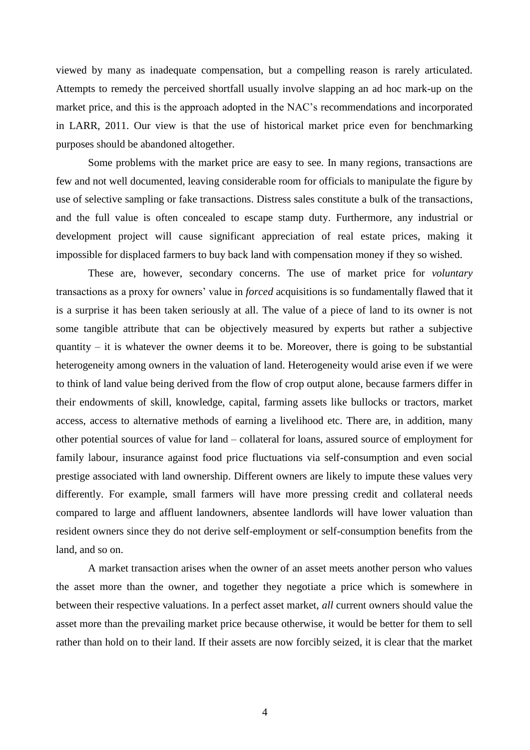viewed by many as inadequate compensation, but a compelling reason is rarely articulated. Attempts to remedy the perceived shortfall usually involve slapping an ad hoc mark-up on the market price, and this is the approach adopted in the NAC's recommendations and incorporated in LARR, 2011. Our view is that the use of historical market price even for benchmarking purposes should be abandoned altogether.

Some problems with the market price are easy to see. In many regions, transactions are few and not well documented, leaving considerable room for officials to manipulate the figure by use of selective sampling or fake transactions. Distress sales constitute a bulk of the transactions, and the full value is often concealed to escape stamp duty. Furthermore, any industrial or development project will cause significant appreciation of real estate prices, making it impossible for displaced farmers to buy back land with compensation money if they so wished.

These are, however, secondary concerns. The use of market price for *voluntary* transactions as a proxy for owners' value in *forced* acquisitions is so fundamentally flawed that it is a surprise it has been taken seriously at all. The value of a piece of land to its owner is not some tangible attribute that can be objectively measured by experts but rather a subjective quantity – it is whatever the owner deems it to be. Moreover, there is going to be substantial heterogeneity among owners in the valuation of land. Heterogeneity would arise even if we were to think of land value being derived from the flow of crop output alone, because farmers differ in their endowments of skill, knowledge, capital, farming assets like bullocks or tractors, market access, access to alternative methods of earning a livelihood etc. There are, in addition, many other potential sources of value for land – collateral for loans, assured source of employment for family labour, insurance against food price fluctuations via self-consumption and even social prestige associated with land ownership. Different owners are likely to impute these values very differently. For example, small farmers will have more pressing credit and collateral needs compared to large and affluent landowners, absentee landlords will have lower valuation than resident owners since they do not derive self-employment or self-consumption benefits from the land, and so on.

A market transaction arises when the owner of an asset meets another person who values the asset more than the owner, and together they negotiate a price which is somewhere in between their respective valuations. In a perfect asset market, *all* current owners should value the asset more than the prevailing market price because otherwise, it would be better for them to sell rather than hold on to their land. If their assets are now forcibly seized, it is clear that the market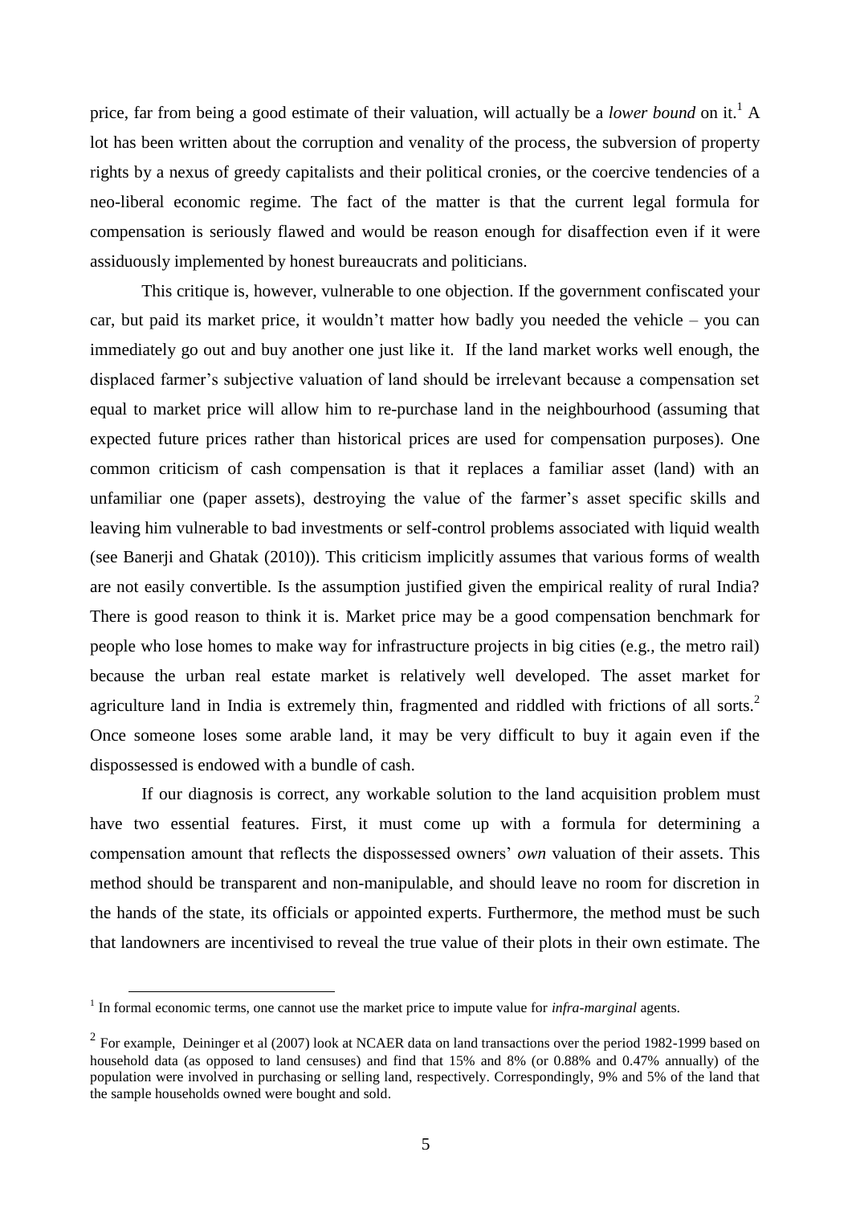price, far from being a good estimate of their valuation, will actually be a *lower bound* on it.[1] A lot has been written about the corruption and venality of the process, the subversion of property rights by a nexus of greedy capitalists and their political cronies, or the coercive tendencies of a neo-liberal economic regime. The fact of the matter is that the current legal formula for compensation is seriously flawed and would be reason enough for disaffection even if it were assiduously implemented by honest bureaucrats and politicians.

This critique is, however, vulnerable to one objection. If the government confiscated your car, but paid its market price, it wouldn't matter how badly you needed the vehicle – you can immediately go out and buy another one just like it. If the land market works well enough, the displaced farmer's subjective valuation of land should be irrelevant because a compensation set equal to market price will allow him to re-purchase land in the neighbourhood (assuming that expected future prices rather than historical prices are used for compensation purposes). One common criticism of cash compensation is that it replaces a familiar asset (land) with an unfamiliar one (paper assets), destroying the value of the farmer's asset specific skills and leaving him vulnerable to bad investments or self-control problems associated with liquid wealth (see Banerji and Ghatak (2010)). This criticism implicitly assumes that various forms of wealth are not easily convertible. Is the assumption justified given the empirical reality of rural India? There is good reason to think it is. Market price may be a good compensation benchmark for people who lose homes to make way for infrastructure projects in big cities (e.g., the metro rail) because the urban real estate market is relatively well developed. The asset market for agriculture land in India is extremely thin, fragmented and riddled with frictions of all sorts.[2] Once someone loses some arable land, it may be very difficult to buy it again even if the dispossessed is endowed with a bundle of cash.

If our diagnosis is correct, any workable solution to the land acquisition problem must have two essential features. First, it must come up with a formula for determining a compensation amount that reflects the dispossessed owners' *own* valuation of their assets. This method should be transparent and non-manipulable, and should leave no room for discretion in the hands of the state, its officials or appointed experts. Furthermore, the method must be such that landowners are incentivised to reveal the true value of their plots in their own estimate. The

---

[1] In formal economic terms, one cannot use the market price to impute value for *infra-marginal* agents.

[2] For example, Deininger et al (2007) look at NCAER data on land transactions over the period 1982-1999 based on household data (as opposed to land censuses) and find that 15% and 8% (or 0.88% and 0.47% annually) of the population were involved in purchasing or selling land, respectively. Correspondingly, 9% and 5% of the land that the sample households owned were bought and sold.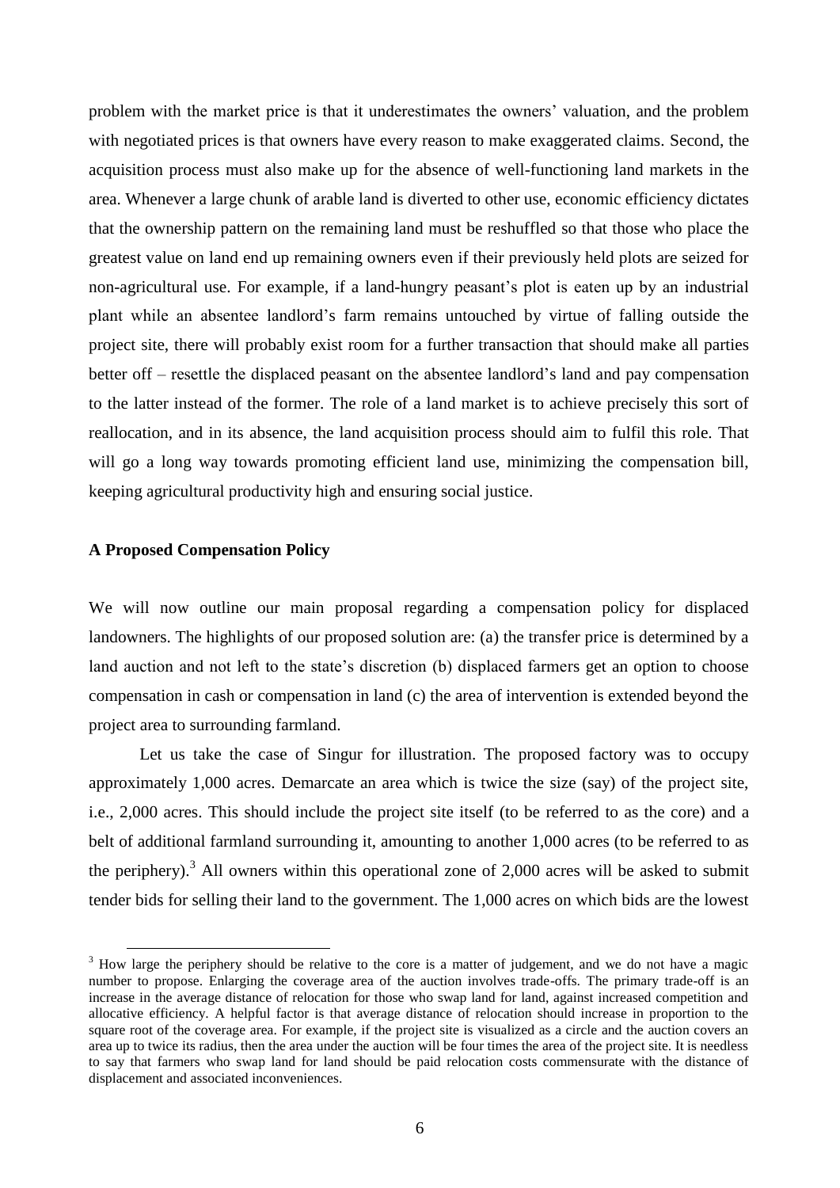problem with the market price is that it underestimates the owners' valuation, and the problem with negotiated prices is that owners have every reason to make exaggerated claims. Second, the acquisition process must also make up for the absence of well-functioning land markets in the area. Whenever a large chunk of arable land is diverted to other use, economic efficiency dictates that the ownership pattern on the remaining land must be reshuffled so that those who place the greatest value on land end up remaining owners even if their previously held plots are seized for non-agricultural use. For example, if a land-hungry peasant's plot is eaten up by an industrial plant while an absentee landlord's farm remains untouched by virtue of falling outside the project site, there will probably exist room for a further transaction that should make all parties better off – resettle the displaced peasant on the absentee landlord's land and pay compensation to the latter instead of the former. The role of a land market is to achieve precisely this sort of reallocation, and in its absence, the land acquisition process should aim to fulfil this role. That will go a long way towards promoting efficient land use, minimizing the compensation bill, keeping agricultural productivity high and ensuring social justice.

**A Proposed Compensation Policy**

We will now outline our main proposal regarding a compensation policy for displaced landowners. The highlights of our proposed solution are: (a) the transfer price is determined by a land auction and not left to the state's discretion (b) displaced farmers get an option to choose compensation in cash or compensation in land (c) the area of intervention is extended beyond the project area to surrounding farmland.

Let us take the case of Singur for illustration. The proposed factory was to occupy approximately 1,000 acres. Demarcate an area which is twice the size (say) of the project site, i.e., 2,000 acres. This should include the project site itself (to be referred to as the core) and a belt of additional farmland surrounding it, amounting to another 1,000 acres (to be referred to as the periphery).[3] All owners within this operational zone of 2,000 acres will be asked to submit tender bids for selling their land to the government. The 1,000 acres on which bids are the lowest

[3] How large the periphery should be relative to the core is a matter of judgement, and we do not have a magic number to propose. Enlarging the coverage area of the auction involves trade-offs. The primary trade-off is an increase in the average distance of relocation for those who swap land for land, against increased competition and allocative efficiency. A helpful factor is that average distance of relocation should increase in proportion to the square root of the coverage area. For example, if the project site is visualized as a circle and the auction covers an area up to twice its radius, then the area under the auction will be four times the area of the project site. It is needless to say that farmers who swap land for land should be paid relocation costs commensurate with the distance of displacement and associated inconveniences.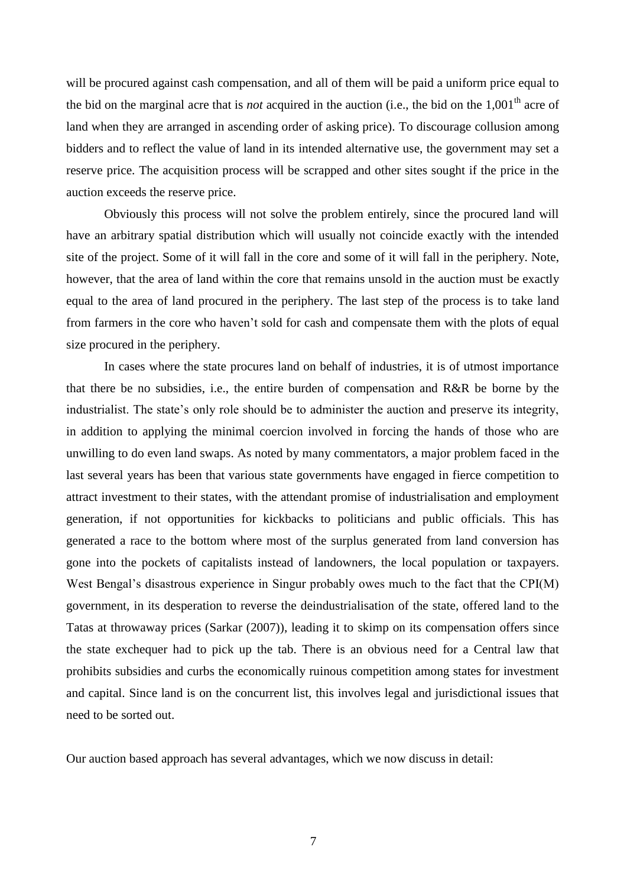will be procured against cash compensation, and all of them will be paid a uniform price equal to the bid on the marginal acre that is *not* acquired in the auction (i.e., the bid on the 1,001$^{th}$ acre of land when they are arranged in ascending order of asking price). To discourage collusion among bidders and to reflect the value of land in its intended alternative use, the government may set a reserve price. The acquisition process will be scrapped and other sites sought if the price in the auction exceeds the reserve price.

Obviously this process will not solve the problem entirely, since the procured land will have an arbitrary spatial distribution which will usually not coincide exactly with the intended site of the project. Some of it will fall in the core and some of it will fall in the periphery. Note, however, that the area of land within the core that remains unsold in the auction must be exactly equal to the area of land procured in the periphery. The last step of the process is to take land from farmers in the core who haven't sold for cash and compensate them with the plots of equal size procured in the periphery.

In cases where the state procures land on behalf of industries, it is of utmost importance that there be no subsidies, i.e., the entire burden of compensation and R&R be borne by the industrialist. The state's only role should be to administer the auction and preserve its integrity, in addition to applying the minimal coercion involved in forcing the hands of those who are unwilling to do even land swaps. As noted by many commentators, a major problem faced in the last several years has been that various state governments have engaged in fierce competition to attract investment to their states, with the attendant promise of industrialisation and employment generation, if not opportunities for kickbacks to politicians and public officials. This has generated a race to the bottom where most of the surplus generated from land conversion has gone into the pockets of capitalists instead of landowners, the local population or taxpayers. West Bengal's disastrous experience in Singur probably owes much to the fact that the CPI(M) government, in its desperation to reverse the deindustrialisation of the state, offered land to the Tatas at throwaway prices (Sarkar (2007)), leading it to skimp on its compensation offers since the state exchequer had to pick up the tab. There is an obvious need for a Central law that prohibits subsidies and curbs the economically ruinous competition among states for investment and capital. Since land is on the concurrent list, this involves legal and jurisdictional issues that need to be sorted out.

Our auction based approach has several advantages, which we now discuss in detail: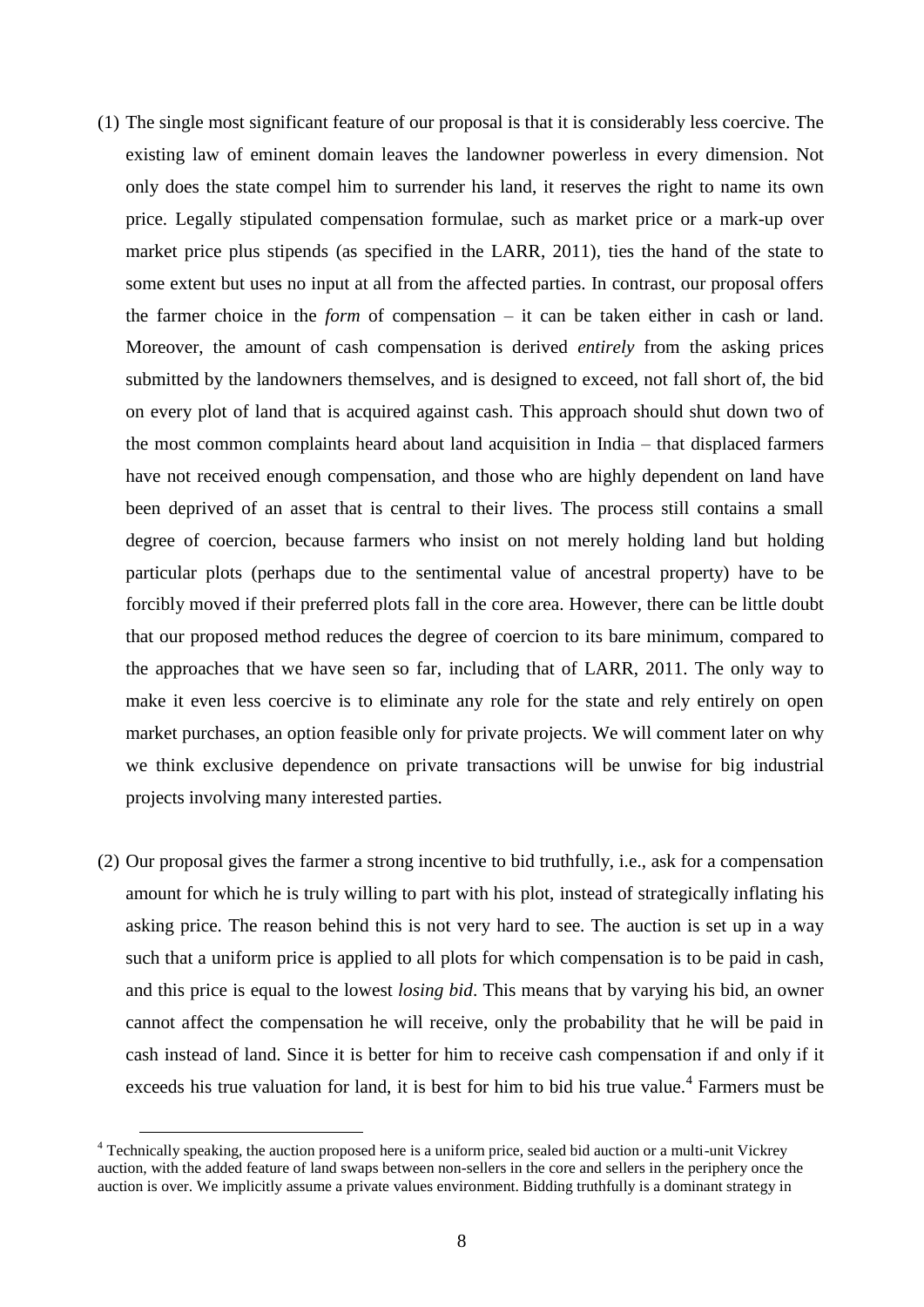(1) The single most significant feature of our proposal is that it is considerably less coercive. The existing law of eminent domain leaves the landowner powerless in every dimension. Not only does the state compel him to surrender his land, it reserves the right to name its own price. Legally stipulated compensation formulae, such as market price or a mark-up over market price plus stipends (as specified in the LARR, 2011), ties the hand of the state to some extent but uses no input at all from the affected parties. In contrast, our proposal offers the farmer choice in the *form* of compensation – it can be taken either in cash or land. Moreover, the amount of cash compensation is derived *entirely* from the asking prices submitted by the landowners themselves, and is designed to exceed, not fall short of, the bid on every plot of land that is acquired against cash. This approach should shut down two of the most common complaints heard about land acquisition in India – that displaced farmers have not received enough compensation, and those who are highly dependent on land have been deprived of an asset that is central to their lives. The process still contains a small degree of coercion, because farmers who insist on not merely holding land but holding particular plots (perhaps due to the sentimental value of ancestral property) have to be forcibly moved if their preferred plots fall in the core area. However, there can be little doubt that our proposed method reduces the degree of coercion to its bare minimum, compared to the approaches that we have seen so far, including that of LARR, 2011. The only way to make it even less coercive is to eliminate any role for the state and rely entirely on open market purchases, an option feasible only for private projects. We will comment later on why we think exclusive dependence on private transactions will be unwise for big industrial projects involving many interested parties.

(2) Our proposal gives the farmer a strong incentive to bid truthfully, i.e., ask for a compensation amount for which he is truly willing to part with his plot, instead of strategically inflating his asking price. The reason behind this is not very hard to see. The auction is set up in a way such that a uniform price is applied to all plots for which compensation is to be paid in cash, and this price is equal to the lowest *losing bid*. This means that by varying his bid, an owner cannot affect the compensation he will receive, only the probability that he will be paid in cash instead of land. Since it is better for him to receive cash compensation if and only if it exceeds his true valuation for land, it is best for him to bid his true value.[4] Farmers must be

[4] Technically speaking, the auction proposed here is a uniform price, sealed bid auction or a multi-unit Vickrey auction, with the added feature of land swaps between non-sellers in the core and sellers in the periphery once the auction is over. We implicitly assume a private values environment. Bidding truthfully is a dominant strategy in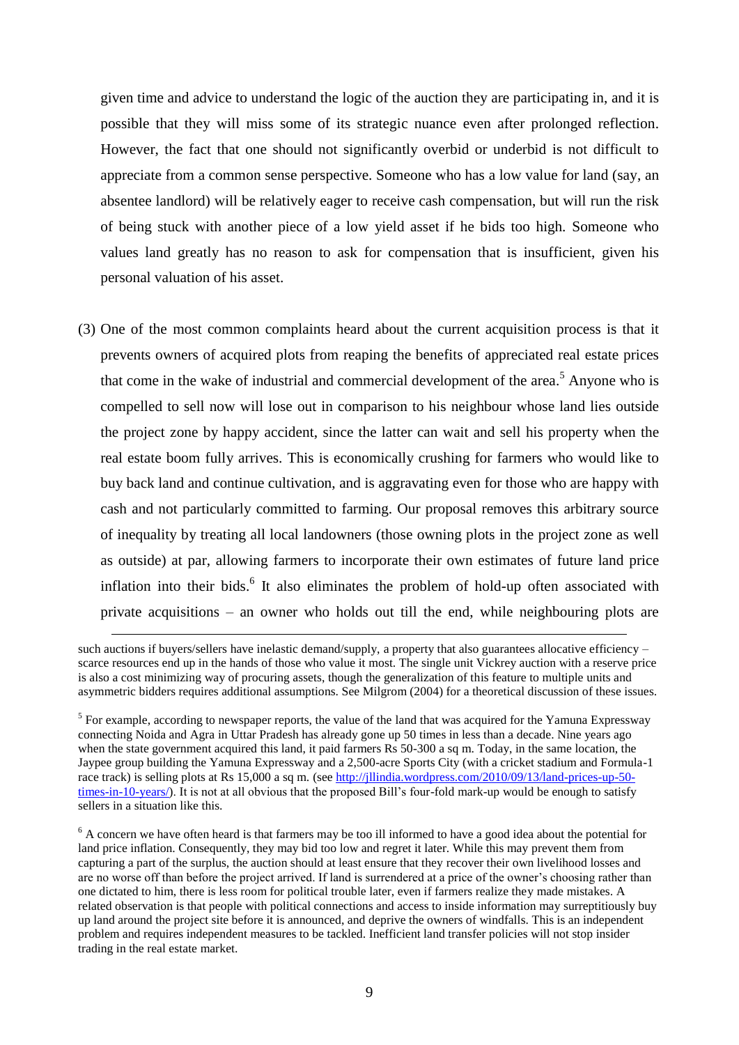given time and advice to understand the logic of the auction they are participating in, and it is possible that they will miss some of its strategic nuance even after prolonged reflection. However, the fact that one should not significantly overbid or underbid is not difficult to appreciate from a common sense perspective. Someone who has a low value for land (say, an absentee landlord) will be relatively eager to receive cash compensation, but will run the risk of being stuck with another piece of a low yield asset if he bids too high. Someone who values land greatly has no reason to ask for compensation that is insufficient, given his personal valuation of his asset.

(3) One of the most common complaints heard about the current acquisition process is that it prevents owners of acquired plots from reaping the benefits of appreciated real estate prices that come in the wake of industrial and commercial development of the area.[5] Anyone who is compelled to sell now will lose out in comparison to his neighbour whose land lies outside the project zone by happy accident, since the latter can wait and sell his property when the real estate boom fully arrives. This is economically crushing for farmers who would like to buy back land and continue cultivation, and is aggravating even for those who are happy with cash and not particularly committed to farming. Our proposal removes this arbitrary source of inequality by treating all local landowners (those owning plots in the project zone as well as outside) at par, allowing farmers to incorporate their own estimates of future land price inflation into their bids.[6] It also eliminates the problem of hold-up often associated with private acquisitions – an owner who holds out till the end, while neighbouring plots are

---

such auctions if buyers/sellers have inelastic demand/supply, a property that also guarantees allocative efficiency – scarce resources end up in the hands of those who value it most. The single unit Vickrey auction with a reserve price is also a cost minimizing way of procuring assets, though the generalization of this feature to multiple units and asymmetric bidders requires additional assumptions. See Milgrom (2004) for a theoretical discussion of these issues.

[5] For example, according to newspaper reports, the value of the land that was acquired for the Yamuna Expressway connecting Noida and Agra in Uttar Pradesh has already gone up 50 times in less than a decade. Nine years ago when the state government acquired this land, it paid farmers Rs 50-300 a sq m. Today, in the same location, the Jaypee group building the Yamuna Expressway and a 2,500-acre Sports City (with a cricket stadium and Formula-1 race track) is selling plots at Rs 15,000 a sq m. (see http://jllindia.wordpress.com/2010/09/13/land-prices-up-50-times-in-10-years/). It is not at all obvious that the proposed Bill's four-fold mark-up would be enough to satisfy sellers in a situation like this.

[6] A concern we have often heard is that farmers may be too ill informed to have a good idea about the potential for land price inflation. Consequently, they may bid too low and regret it later. While this may prevent them from capturing a part of the surplus, the auction should at least ensure that they recover their own livelihood losses and are no worse off than before the project arrived. If land is surrendered at a price of the owner's choosing rather than one dictated to him, there is less room for political trouble later, even if farmers realize they made mistakes. A related observation is that people with political connections and access to inside information may surreptitiously buy up land around the project site before it is announced, and deprive the owners of windfalls. This is an independent problem and requires independent measures to be tackled. Inefficient land transfer policies will not stop insider trading in the real estate market.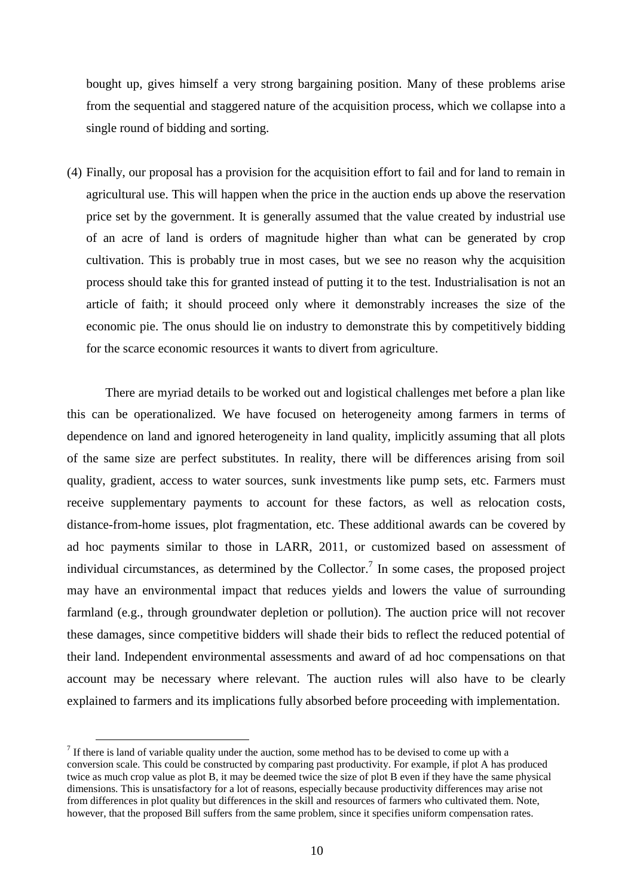bought up, gives himself a very strong bargaining position. Many of these problems arise from the sequential and staggered nature of the acquisition process, which we collapse into a single round of bidding and sorting.

(4) Finally, our proposal has a provision for the acquisition effort to fail and for land to remain in agricultural use. This will happen when the price in the auction ends up above the reservation price set by the government. It is generally assumed that the value created by industrial use of an acre of land is orders of magnitude higher than what can be generated by crop cultivation. This is probably true in most cases, but we see no reason why the acquisition process should take this for granted instead of putting it to the test. Industrialisation is not an article of faith; it should proceed only where it demonstrably increases the size of the economic pie. The onus should lie on industry to demonstrate this by competitively bidding for the scarce economic resources it wants to divert from agriculture.

There are myriad details to be worked out and logistical challenges met before a plan like this can be operationalized. We have focused on heterogeneity among farmers in terms of dependence on land and ignored heterogeneity in land quality, implicitly assuming that all plots of the same size are perfect substitutes. In reality, there will be differences arising from soil quality, gradient, access to water sources, sunk investments like pump sets, etc. Farmers must receive supplementary payments to account for these factors, as well as relocation costs, distance-from-home issues, plot fragmentation, etc. These additional awards can be covered by ad hoc payments similar to those in LARR, 2011, or customized based on assessment of individual circumstances, as determined by the Collector.[7] In some cases, the proposed project may have an environmental impact that reduces yields and lowers the value of surrounding farmland (e.g., through groundwater depletion or pollution). The auction price will not recover these damages, since competitive bidders will shade their bids to reflect the reduced potential of their land. Independent environmental assessments and award of ad hoc compensations on that account may be necessary where relevant. The auction rules will also have to be clearly explained to farmers and its implications fully absorbed before proceeding with implementation.

[7] If there is land of variable quality under the auction, some method has to be devised to come up with a conversion scale. This could be constructed by comparing past productivity. For example, if plot A has produced twice as much crop value as plot B, it may be deemed twice the size of plot B even if they have the same physical dimensions. This is unsatisfactory for a lot of reasons, especially because productivity differences may arise not from differences in plot quality but differences in the skill and resources of farmers who cultivated them. Note, however, that the proposed Bill suffers from the same problem, since it specifies uniform compensation rates.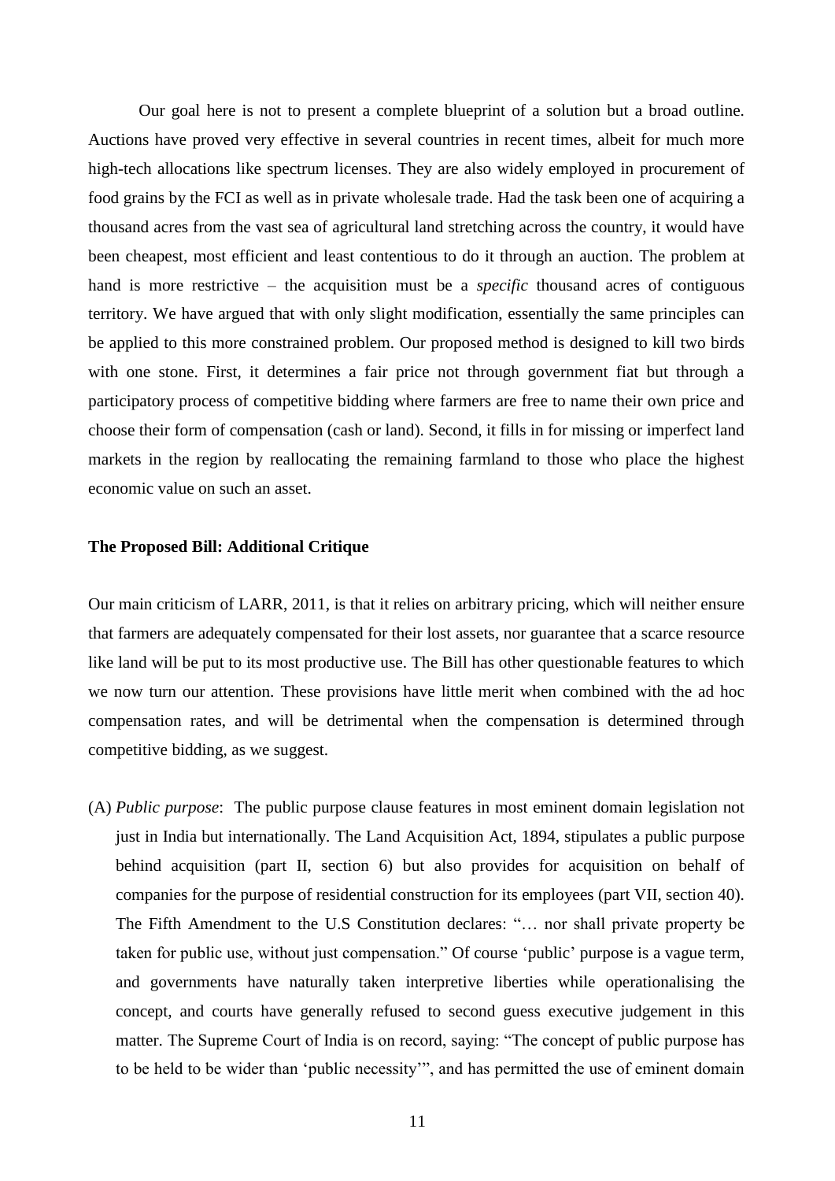Our goal here is not to present a complete blueprint of a solution but a broad outline. Auctions have proved very effective in several countries in recent times, albeit for much more high-tech allocations like spectrum licenses. They are also widely employed in procurement of food grains by the FCI as well as in private wholesale trade. Had the task been one of acquiring a thousand acres from the vast sea of agricultural land stretching across the country, it would have been cheapest, most efficient and least contentious to do it through an auction. The problem at hand is more restrictive – the acquisition must be a *specific* thousand acres of contiguous territory. We have argued that with only slight modification, essentially the same principles can be applied to this more constrained problem. Our proposed method is designed to kill two birds with one stone. First, it determines a fair price not through government fiat but through a participatory process of competitive bidding where farmers are free to name their own price and choose their form of compensation (cash or land). Second, it fills in for missing or imperfect land markets in the region by reallocating the remaining farmland to those who place the highest economic value on such an asset.

**The Proposed Bill: Additional Critique**

Our main criticism of LARR, 2011, is that it relies on arbitrary pricing, which will neither ensure that farmers are adequately compensated for their lost assets, nor guarantee that a scarce resource like land will be put to its most productive use. The Bill has other questionable features to which we now turn our attention. These provisions have little merit when combined with the ad hoc compensation rates, and will be detrimental when the compensation is determined through competitive bidding, as we suggest.

(A) *Public purpose*: The public purpose clause features in most eminent domain legislation not just in India but internationally. The Land Acquisition Act, 1894, stipulates a public purpose behind acquisition (part II, section 6) but also provides for acquisition on behalf of companies for the purpose of residential construction for its employees (part VII, section 40). The Fifth Amendment to the U.S Constitution declares: "… nor shall private property be taken for public use, without just compensation." Of course 'public' purpose is a vague term, and governments have naturally taken interpretive liberties while operationalising the concept, and courts have generally refused to second guess executive judgement in this matter. The Supreme Court of India is on record, saying: "The concept of public purpose has to be held to be wider than 'public necessity'", and has permitted the use of eminent domain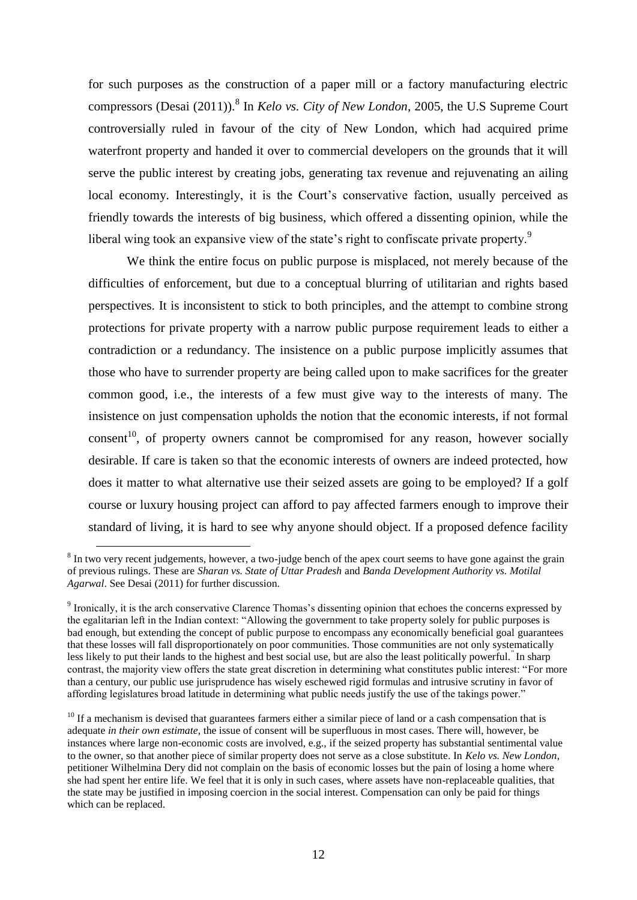for such purposes as the construction of a paper mill or a factory manufacturing electric compressors (Desai (2011)).[8] In *Kelo vs. City of New London*, 2005, the U.S Supreme Court controversially ruled in favour of the city of New London, which had acquired prime waterfront property and handed it over to commercial developers on the grounds that it will serve the public interest by creating jobs, generating tax revenue and rejuvenating an ailing local economy. Interestingly, it is the Court's conservative faction, usually perceived as friendly towards the interests of big business, which offered a dissenting opinion, while the liberal wing took an expansive view of the state's right to confiscate private property.[9]

We think the entire focus on public purpose is misplaced, not merely because of the difficulties of enforcement, but due to a conceptual blurring of utilitarian and rights based perspectives. It is inconsistent to stick to both principles, and the attempt to combine strong protections for private property with a narrow public purpose requirement leads to either a contradiction or a redundancy. The insistence on a public purpose implicitly assumes that those who have to surrender property are being called upon to make sacrifices for the greater common good, i.e., the interests of a few must give way to the interests of many. The insistence on just compensation upholds the notion that the economic interests, if not formal consent[10], of property owners cannot be compromised for any reason, however socially desirable. If care is taken so that the economic interests of owners are indeed protected, how does it matter to what alternative use their seized assets are going to be employed? If a golf course or luxury housing project can afford to pay affected farmers enough to improve their standard of living, it is hard to see why anyone should object. If a proposed defence facility

---

[8] In two very recent judgements, however, a two-judge bench of the apex court seems to have gone against the grain of previous rulings. These are *Sharan vs. State of Uttar Pradesh* and *Banda Development Authority vs. Motilal Agarwal*. See Desai (2011) for further discussion.

[9] Ironically, it is the arch conservative Clarence Thomas's dissenting opinion that echoes the concerns expressed by the egalitarian left in the Indian context: "Allowing the government to take property solely for public purposes is bad enough, but extending the concept of public purpose to encompass any economically beneficial goal guarantees that these losses will fall disproportionately on poor communities. Those communities are not only systematically less likely to put their lands to the highest and best social use, but are also the least politically powerful." In sharp contrast, the majority view offers the state great discretion in determining what constitutes public interest: "For more than a century, our public use jurisprudence has wisely eschewed rigid formulas and intrusive scrutiny in favor of affording legislatures broad latitude in determining what public needs justify the use of the takings power."

[10] If a mechanism is devised that guarantees farmers either a similar piece of land or a cash compensation that is adequate *in their own estimate*, the issue of consent will be superfluous in most cases. There will, however, be instances where large non-economic costs are involved, e.g., if the seized property has substantial sentimental value to the owner, so that another piece of similar property does not serve as a close substitute. In *Kelo vs. New London*, petitioner Wilhelmina Dery did not complain on the basis of economic losses but the pain of losing a home where she had spent her entire life. We feel that it is only in such cases, where assets have non-replaceable qualities, that the state may be justified in imposing coercion in the social interest. Compensation can only be paid for things which can be replaced.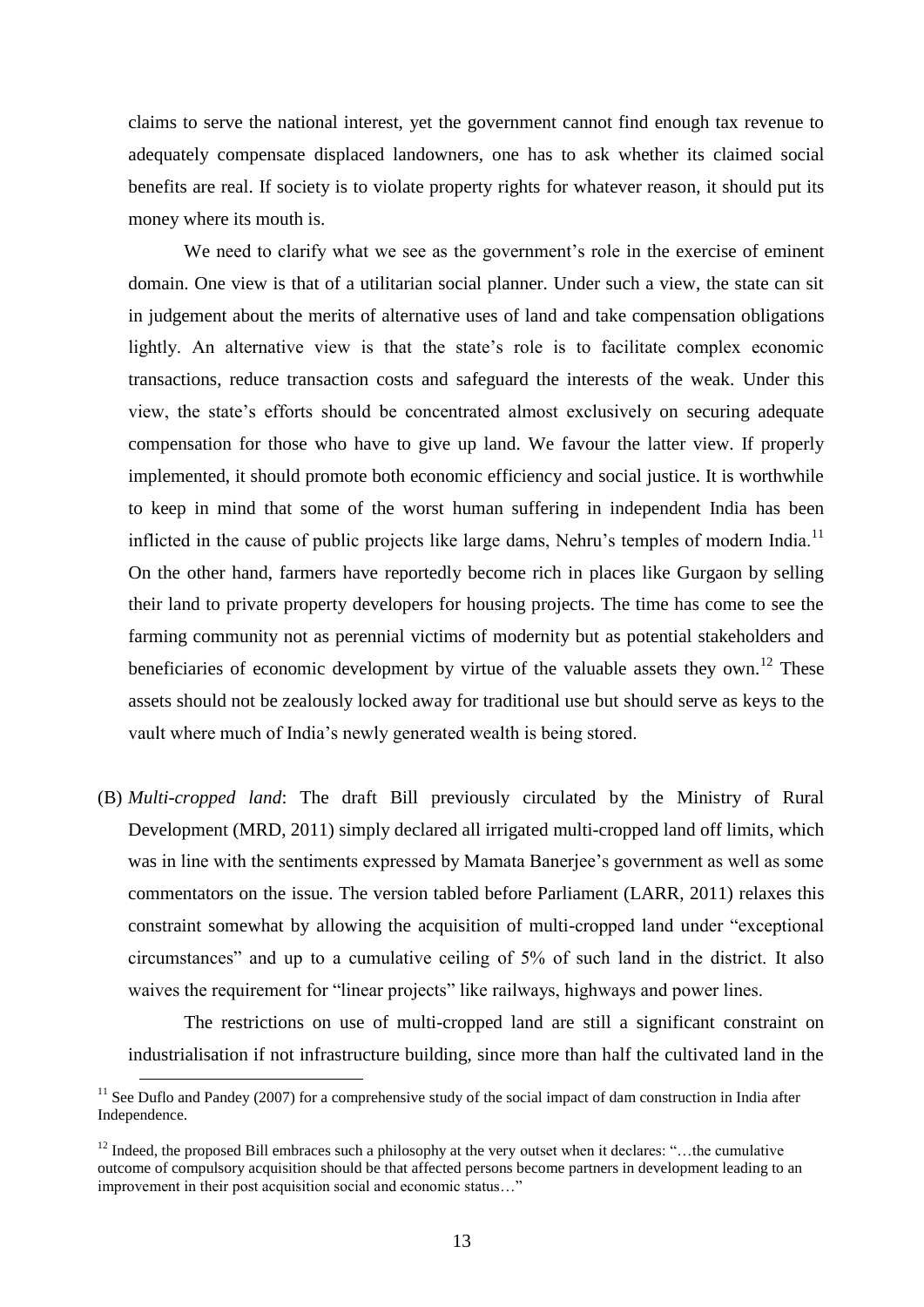claims to serve the national interest, yet the government cannot find enough tax revenue to adequately compensate displaced landowners, one has to ask whether its claimed social benefits are real. If society is to violate property rights for whatever reason, it should put its money where its mouth is.

We need to clarify what we see as the government's role in the exercise of eminent domain. One view is that of a utilitarian social planner. Under such a view, the state can sit in judgement about the merits of alternative uses of land and take compensation obligations lightly. An alternative view is that the state's role is to facilitate complex economic transactions, reduce transaction costs and safeguard the interests of the weak. Under this view, the state's efforts should be concentrated almost exclusively on securing adequate compensation for those who have to give up land. We favour the latter view. If properly implemented, it should promote both economic efficiency and social justice. It is worthwhile to keep in mind that some of the worst human suffering in independent India has been inflicted in the cause of public projects like large dams, Nehru's temples of modern India.[11] On the other hand, farmers have reportedly become rich in places like Gurgaon by selling their land to private property developers for housing projects. The time has come to see the farming community not as perennial victims of modernity but as potential stakeholders and beneficiaries of economic development by virtue of the valuable assets they own.[12] These assets should not be zealously locked away for traditional use but should serve as keys to the vault where much of India's newly generated wealth is being stored.

(B) *Multi-cropped land*: The draft Bill previously circulated by the Ministry of Rural Development (MRD, 2011) simply declared all irrigated multi-cropped land off limits, which was in line with the sentiments expressed by Mamata Banerjee's government as well as some commentators on the issue. The version tabled before Parliament (LARR, 2011) relaxes this constraint somewhat by allowing the acquisition of multi-cropped land under "exceptional circumstances" and up to a cumulative ceiling of 5% of such land in the district. It also waives the requirement for "linear projects" like railways, highways and power lines.

The restrictions on use of multi-cropped land are still a significant constraint on industrialisation if not infrastructure building, since more than half the cultivated land in the

[11] See Duflo and Pandey (2007) for a comprehensive study of the social impact of dam construction in India after Independence.

[12] Indeed, the proposed Bill embraces such a philosophy at the very outset when it declares: "…the cumulative outcome of compulsory acquisition should be that affected persons become partners in development leading to an improvement in their post acquisition social and economic status…"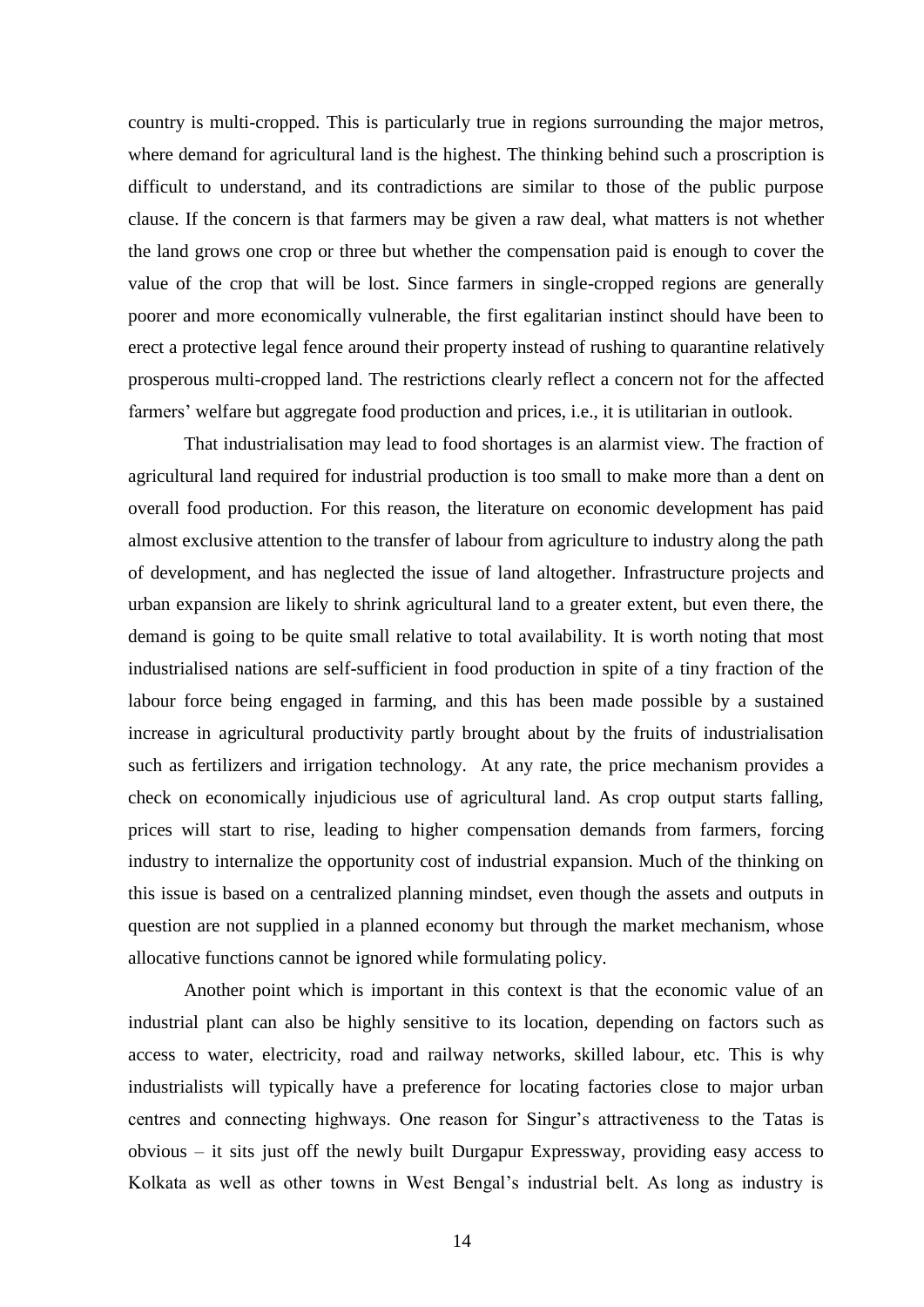country is multi-cropped. This is particularly true in regions surrounding the major metros, where demand for agricultural land is the highest. The thinking behind such a proscription is difficult to understand, and its contradictions are similar to those of the public purpose clause. If the concern is that farmers may be given a raw deal, what matters is not whether the land grows one crop or three but whether the compensation paid is enough to cover the value of the crop that will be lost. Since farmers in single-cropped regions are generally poorer and more economically vulnerable, the first egalitarian instinct should have been to erect a protective legal fence around their property instead of rushing to quarantine relatively prosperous multi-cropped land. The restrictions clearly reflect a concern not for the affected farmers' welfare but aggregate food production and prices, i.e., it is utilitarian in outlook.

That industrialisation may lead to food shortages is an alarmist view. The fraction of agricultural land required for industrial production is too small to make more than a dent on overall food production. For this reason, the literature on economic development has paid almost exclusive attention to the transfer of labour from agriculture to industry along the path of development, and has neglected the issue of land altogether. Infrastructure projects and urban expansion are likely to shrink agricultural land to a greater extent, but even there, the demand is going to be quite small relative to total availability. It is worth noting that most industrialised nations are self-sufficient in food production in spite of a tiny fraction of the labour force being engaged in farming, and this has been made possible by a sustained increase in agricultural productivity partly brought about by the fruits of industrialisation such as fertilizers and irrigation technology. At any rate, the price mechanism provides a check on economically injudicious use of agricultural land. As crop output starts falling, prices will start to rise, leading to higher compensation demands from farmers, forcing industry to internalize the opportunity cost of industrial expansion. Much of the thinking on this issue is based on a centralized planning mindset, even though the assets and outputs in question are not supplied in a planned economy but through the market mechanism, whose allocative functions cannot be ignored while formulating policy.

Another point which is important in this context is that the economic value of an industrial plant can also be highly sensitive to its location, depending on factors such as access to water, electricity, road and railway networks, skilled labour, etc. This is why industrialists will typically have a preference for locating factories close to major urban centres and connecting highways. One reason for Singur's attractiveness to the Tatas is obvious – it sits just off the newly built Durgapur Expressway, providing easy access to Kolkata as well as other towns in West Bengal's industrial belt. As long as industry is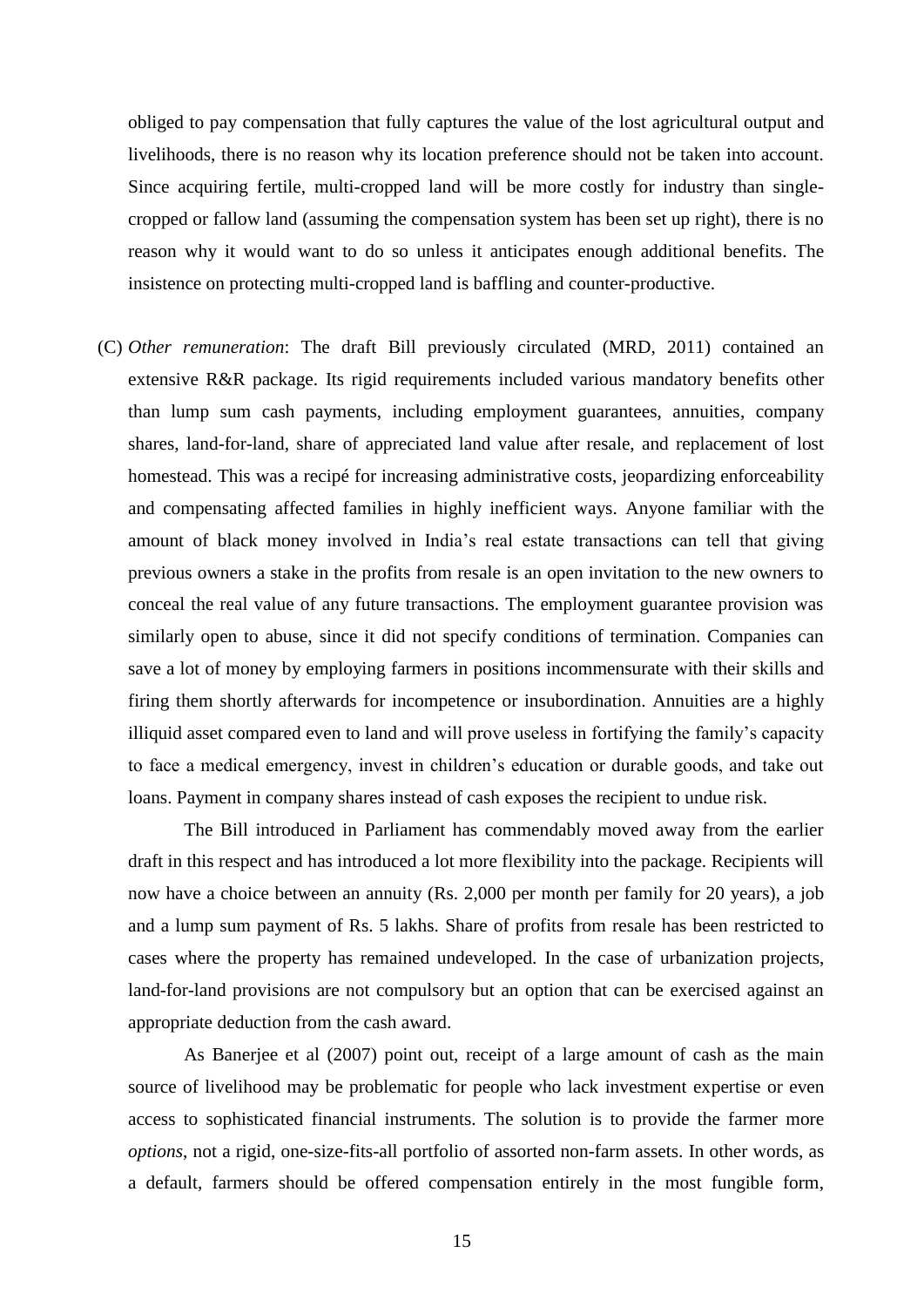obliged to pay compensation that fully captures the value of the lost agricultural output and livelihoods, there is no reason why its location preference should not be taken into account. Since acquiring fertile, multi-cropped land will be more costly for industry than single-cropped or fallow land (assuming the compensation system has been set up right), there is no reason why it would want to do so unless it anticipates enough additional benefits. The insistence on protecting multi-cropped land is baffling and counter-productive.

(C) *Other remuneration*: The draft Bill previously circulated (MRD, 2011) contained an extensive R&R package. Its rigid requirements included various mandatory benefits other than lump sum cash payments, including employment guarantees, annuities, company shares, land-for-land, share of appreciated land value after resale, and replacement of lost homestead. This was a recipé for increasing administrative costs, jeopardizing enforceability and compensating affected families in highly inefficient ways. Anyone familiar with the amount of black money involved in India's real estate transactions can tell that giving previous owners a stake in the profits from resale is an open invitation to the new owners to conceal the real value of any future transactions. The employment guarantee provision was similarly open to abuse, since it did not specify conditions of termination. Companies can save a lot of money by employing farmers in positions incommensurate with their skills and firing them shortly afterwards for incompetence or insubordination. Annuities are a highly illiquid asset compared even to land and will prove useless in fortifying the family's capacity to face a medical emergency, invest in children's education or durable goods, and take out loans. Payment in company shares instead of cash exposes the recipient to undue risk.

The Bill introduced in Parliament has commendably moved away from the earlier draft in this respect and has introduced a lot more flexibility into the package. Recipients will now have a choice between an annuity (Rs. 2,000 per month per family for 20 years), a job and a lump sum payment of Rs. 5 lakhs. Share of profits from resale has been restricted to cases where the property has remained undeveloped. In the case of urbanization projects, land-for-land provisions are not compulsory but an option that can be exercised against an appropriate deduction from the cash award.

As Banerjee et al (2007) point out, receipt of a large amount of cash as the main source of livelihood may be problematic for people who lack investment expertise or even access to sophisticated financial instruments. The solution is to provide the farmer more *options*, not a rigid, one-size-fits-all portfolio of assorted non-farm assets. In other words, as a default, farmers should be offered compensation entirely in the most fungible form,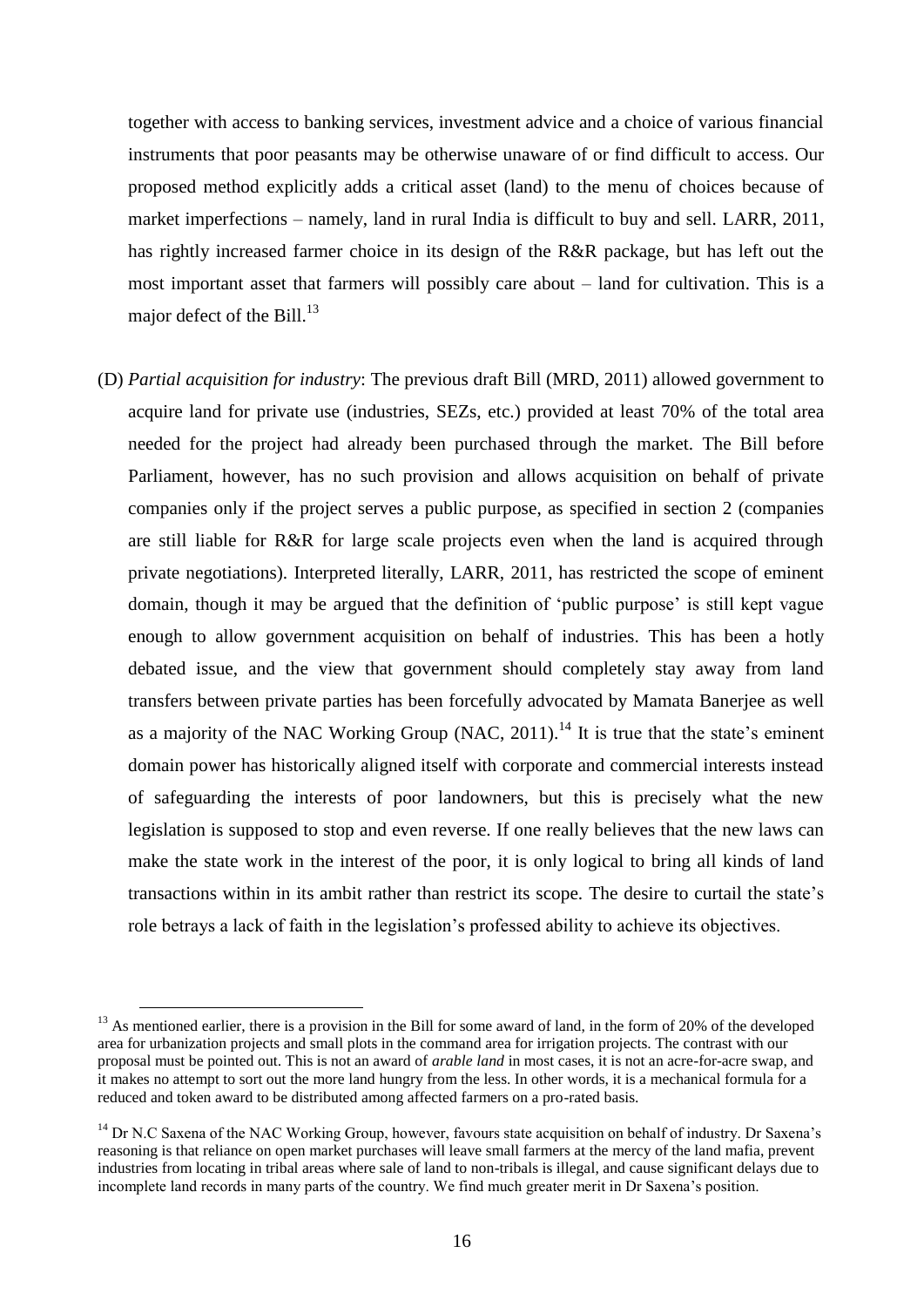together with access to banking services, investment advice and a choice of various financial instruments that poor peasants may be otherwise unaware of or find difficult to access. Our proposed method explicitly adds a critical asset (land) to the menu of choices because of market imperfections – namely, land in rural India is difficult to buy and sell. LARR, 2011, has rightly increased farmer choice in its design of the R&R package, but has left out the most important asset that farmers will possibly care about – land for cultivation. This is a major defect of the Bill.[13]

(D) *Partial acquisition for industry*: The previous draft Bill (MRD, 2011) allowed government to acquire land for private use (industries, SEZs, etc.) provided at least 70% of the total area needed for the project had already been purchased through the market. The Bill before Parliament, however, has no such provision and allows acquisition on behalf of private companies only if the project serves a public purpose, as specified in section 2 (companies are still liable for R&R for large scale projects even when the land is acquired through private negotiations). Interpreted literally, LARR, 2011, has restricted the scope of eminent domain, though it may be argued that the definition of 'public purpose' is still kept vague enough to allow government acquisition on behalf of industries. This has been a hotly debated issue, and the view that government should completely stay away from land transfers between private parties has been forcefully advocated by Mamata Banerjee as well as a majority of the NAC Working Group (NAC, 2011).[14] It is true that the state's eminent domain power has historically aligned itself with corporate and commercial interests instead of safeguarding the interests of poor landowners, but this is precisely what the new legislation is supposed to stop and even reverse. If one really believes that the new laws can make the state work in the interest of the poor, it is only logical to bring all kinds of land transactions within in its ambit rather than restrict its scope. The desire to curtail the state's role betrays a lack of faith in the legislation's professed ability to achieve its objectives.

---

[13] As mentioned earlier, there is a provision in the Bill for some award of land, in the form of 20% of the developed area for urbanization projects and small plots in the command area for irrigation projects. The contrast with our proposal must be pointed out. This is not an award of *arable land* in most cases, it is not an acre-for-acre swap, and it makes no attempt to sort out the more land hungry from the less. In other words, it is a mechanical formula for a reduced and token award to be distributed among affected farmers on a pro-rated basis.

[14] Dr N.C Saxena of the NAC Working Group, however, favours state acquisition on behalf of industry. Dr Saxena's reasoning is that reliance on open market purchases will leave small farmers at the mercy of the land mafia, prevent industries from locating in tribal areas where sale of land to non-tribals is illegal, and cause significant delays due to incomplete land records in many parts of the country. We find much greater merit in Dr Saxena's position.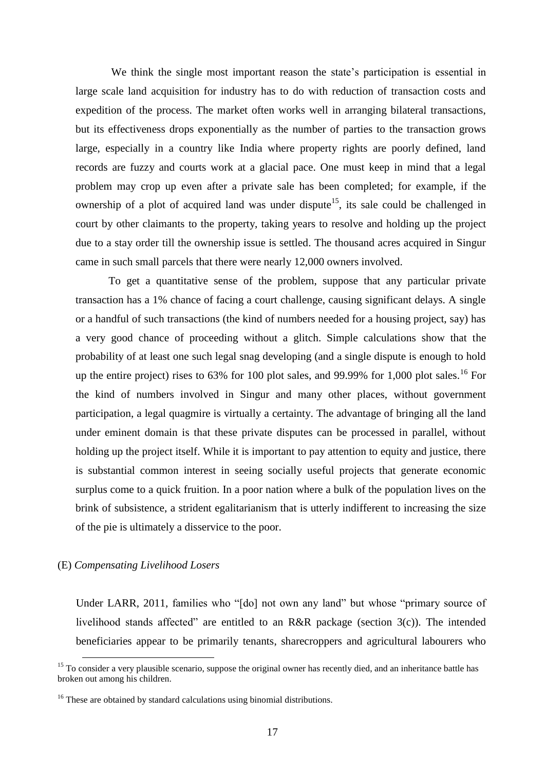We think the single most important reason the state's participation is essential in large scale land acquisition for industry has to do with reduction of transaction costs and expedition of the process. The market often works well in arranging bilateral transactions, but its effectiveness drops exponentially as the number of parties to the transaction grows large, especially in a country like India where property rights are poorly defined, land records are fuzzy and courts work at a glacial pace. One must keep in mind that a legal problem may crop up even after a private sale has been completed; for example, if the ownership of a plot of acquired land was under dispute[15], its sale could be challenged in court by other claimants to the property, taking years to resolve and holding up the project due to a stay order till the ownership issue is settled. The thousand acres acquired in Singur came in such small parcels that there were nearly 12,000 owners involved.

To get a quantitative sense of the problem, suppose that any particular private transaction has a 1% chance of facing a court challenge, causing significant delays. A single or a handful of such transactions (the kind of numbers needed for a housing project, say) has a very good chance of proceeding without a glitch. Simple calculations show that the probability of at least one such legal snag developing (and a single dispute is enough to hold up the entire project) rises to 63% for 100 plot sales, and 99.99% for 1,000 plot sales.[16] For the kind of numbers involved in Singur and many other places, without government participation, a legal quagmire is virtually a certainty. The advantage of bringing all the land under eminent domain is that these private disputes can be processed in parallel, without holding up the project itself. While it is important to pay attention to equity and justice, there is substantial common interest in seeing socially useful projects that generate economic surplus come to a quick fruition. In a poor nation where a bulk of the population lives on the brink of subsistence, a strident egalitarianism that is utterly indifferent to increasing the size of the pie is ultimately a disservice to the poor.

(E) *Compensating Livelihood Losers*

Under LARR, 2011, families who "[do] not own any land" but whose "primary source of livelihood stands affected" are entitled to an R&R package (section 3(c)). The intended beneficiaries appear to be primarily tenants, sharecroppers and agricultural labourers who

[15] To consider a very plausible scenario, suppose the original owner has recently died, and an inheritance battle has broken out among his children.

[16] These are obtained by standard calculations using binomial distributions.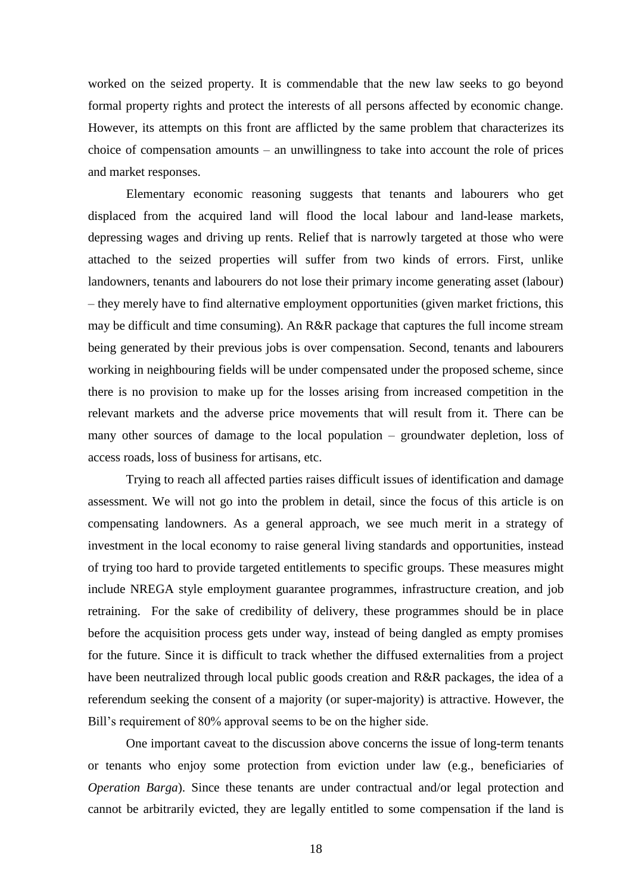worked on the seized property. It is commendable that the new law seeks to go beyond formal property rights and protect the interests of all persons affected by economic change. However, its attempts on this front are afflicted by the same problem that characterizes its choice of compensation amounts – an unwillingness to take into account the role of prices and market responses.

Elementary economic reasoning suggests that tenants and labourers who get displaced from the acquired land will flood the local labour and land-lease markets, depressing wages and driving up rents. Relief that is narrowly targeted at those who were attached to the seized properties will suffer from two kinds of errors. First, unlike landowners, tenants and labourers do not lose their primary income generating asset (labour) – they merely have to find alternative employment opportunities (given market frictions, this may be difficult and time consuming). An R&R package that captures the full income stream being generated by their previous jobs is over compensation. Second, tenants and labourers working in neighbouring fields will be under compensated under the proposed scheme, since there is no provision to make up for the losses arising from increased competition in the relevant markets and the adverse price movements that will result from it. There can be many other sources of damage to the local population – groundwater depletion, loss of access roads, loss of business for artisans, etc.

Trying to reach all affected parties raises difficult issues of identification and damage assessment. We will not go into the problem in detail, since the focus of this article is on compensating landowners. As a general approach, we see much merit in a strategy of investment in the local economy to raise general living standards and opportunities, instead of trying too hard to provide targeted entitlements to specific groups. These measures might include NREGA style employment guarantee programmes, infrastructure creation, and job retraining. For the sake of credibility of delivery, these programmes should be in place before the acquisition process gets under way, instead of being dangled as empty promises for the future. Since it is difficult to track whether the diffused externalities from a project have been neutralized through local public goods creation and R&R packages, the idea of a referendum seeking the consent of a majority (or super-majority) is attractive. However, the Bill's requirement of 80% approval seems to be on the higher side.

One important caveat to the discussion above concerns the issue of long-term tenants or tenants who enjoy some protection from eviction under law (e.g., beneficiaries of *Operation Barga*). Since these tenants are under contractual and/or legal protection and cannot be arbitrarily evicted, they are legally entitled to some compensation if the land is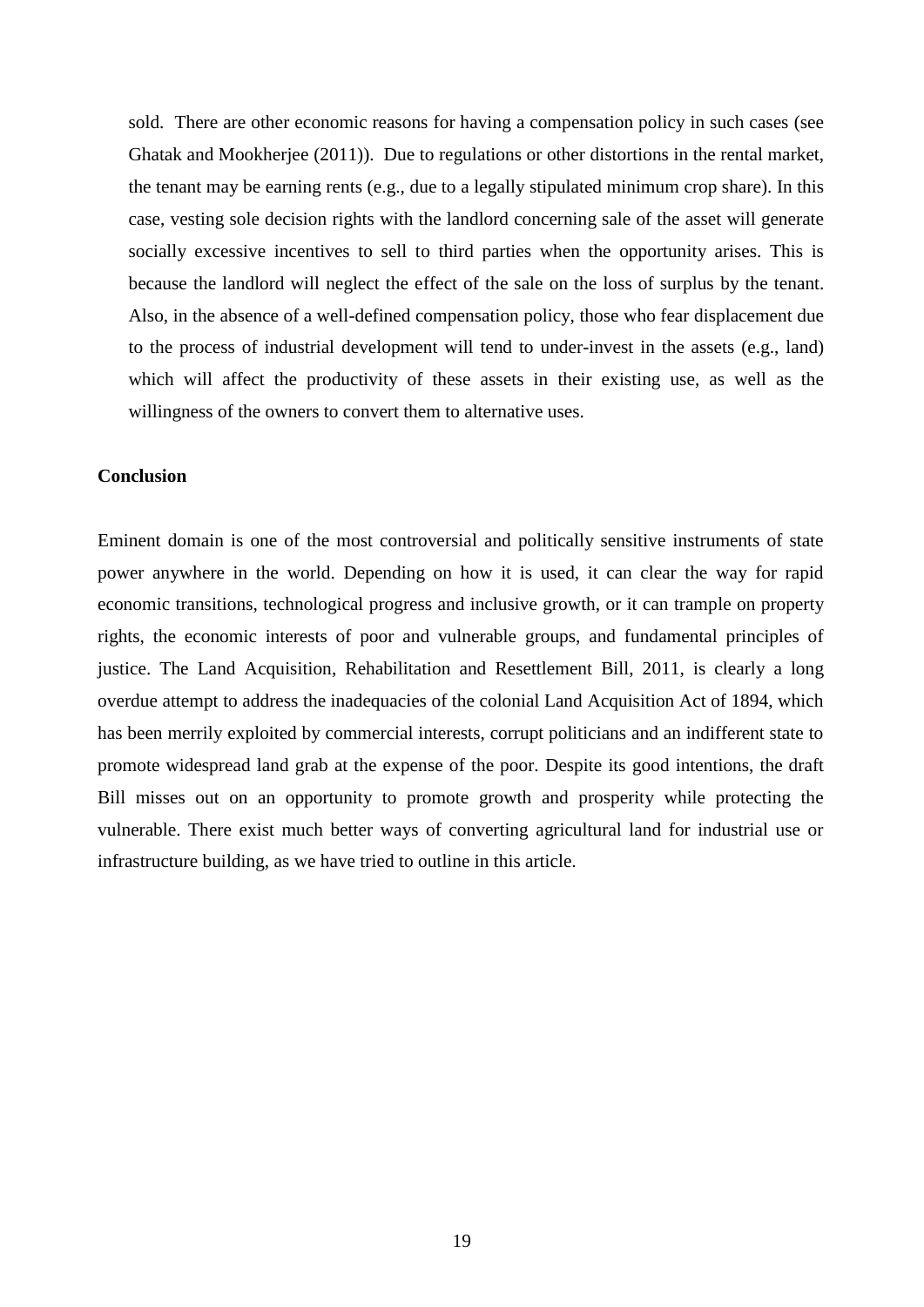sold. There are other economic reasons for having a compensation policy in such cases (see Ghatak and Mookherjee (2011)). Due to regulations or other distortions in the rental market, the tenant may be earning rents (e.g., due to a legally stipulated minimum crop share). In this case, vesting sole decision rights with the landlord concerning sale of the asset will generate socially excessive incentives to sell to third parties when the opportunity arises. This is because the landlord will neglect the effect of the sale on the loss of surplus by the tenant. Also, in the absence of a well-defined compensation policy, those who fear displacement due to the process of industrial development will tend to under-invest in the assets (e.g., land) which will affect the productivity of these assets in their existing use, as well as the willingness of the owners to convert them to alternative uses.

**Conclusion**

Eminent domain is one of the most controversial and politically sensitive instruments of state power anywhere in the world. Depending on how it is used, it can clear the way for rapid economic transitions, technological progress and inclusive growth, or it can trample on property rights, the economic interests of poor and vulnerable groups, and fundamental principles of justice. The Land Acquisition, Rehabilitation and Resettlement Bill, 2011, is clearly a long overdue attempt to address the inadequacies of the colonial Land Acquisition Act of 1894, which has been merrily exploited by commercial interests, corrupt politicians and an indifferent state to promote widespread land grab at the expense of the poor. Despite its good intentions, the draft Bill misses out on an opportunity to promote growth and prosperity while protecting the vulnerable. There exist much better ways of converting agricultural land for industrial use or infrastructure building, as we have tried to outline in this article.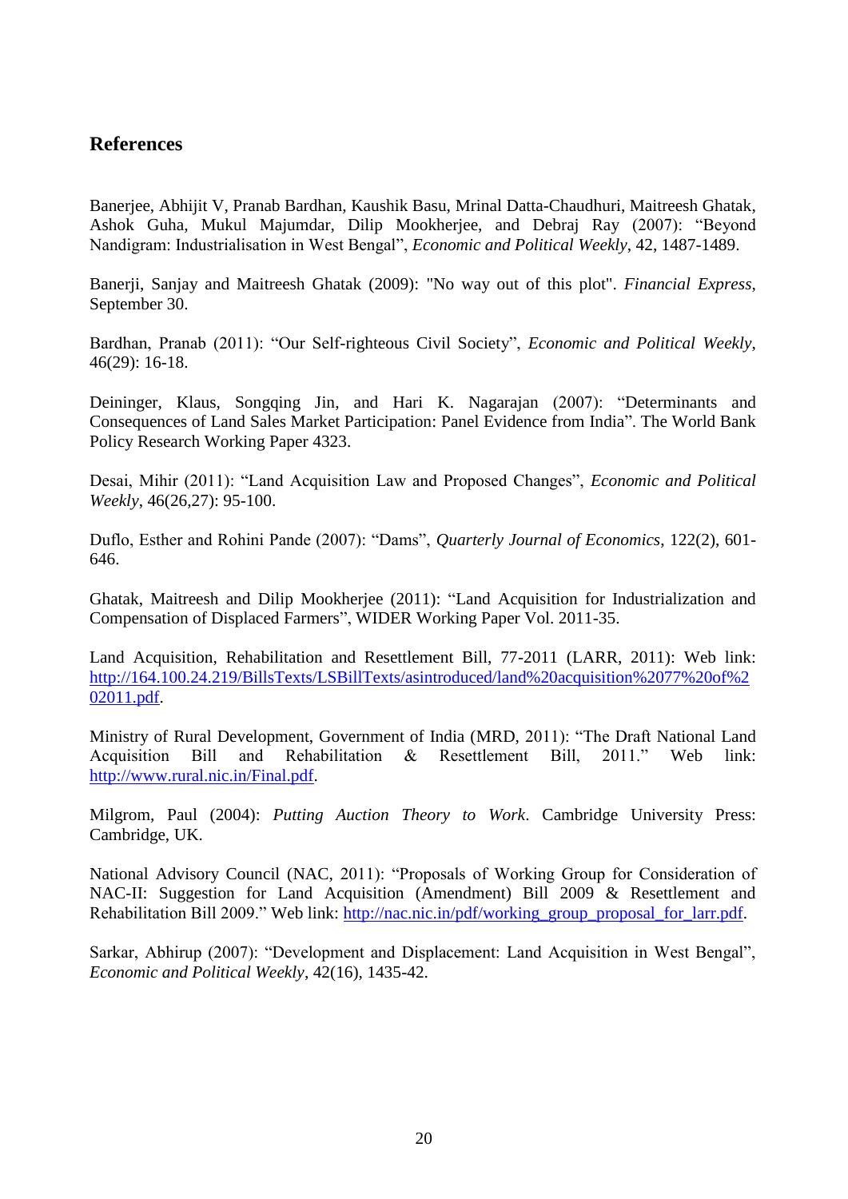## References

Banerjee, Abhijit V, Pranab Bardhan, Kaushik Basu, Mrinal Datta-Chaudhuri, Maitreesh Ghatak, Ashok Guha, Mukul Majumdar, Dilip Mookherjee, and Debraj Ray (2007): "Beyond Nandigram: Industrialisation in West Bengal", *Economic and Political Weekly*, 42, 1487-1489.

Banerji, Sanjay and Maitreesh Ghatak (2009): "No way out of this plot". *Financial Express*, September 30.

Bardhan, Pranab (2011): "Our Self-righteous Civil Society", *Economic and Political Weekly*, 46(29): 16-18.

Deininger, Klaus, Songqing Jin, and Hari K. Nagarajan (2007): "Determinants and Consequences of Land Sales Market Participation: Panel Evidence from India". The World Bank Policy Research Working Paper 4323.

Desai, Mihir (2011): "Land Acquisition Law and Proposed Changes", *Economic and Political Weekly*, 46(26,27): 95-100.

Duflo, Esther and Rohini Pande (2007): "Dams", *Quarterly Journal of Economics*, 122(2), 601-646.

Ghatak, Maitreesh and Dilip Mookherjee (2011): "Land Acquisition for Industrialization and Compensation of Displaced Farmers", WIDER Working Paper Vol. 2011-35.

Land Acquisition, Rehabilitation and Resettlement Bill, 77-2011 (LARR, 2011): Web link: [http://164.100.24.219/BillsTexts/LSBillTexts/asintroduced/land%20acquisition%2077%20of%202011.pdf](http://164.100.24.219/BillsTexts/LSBillTexts/asintroduced/land%20acquisition%2077%20of%202011.pdf).

Ministry of Rural Development, Government of India (MRD, 2011): "The Draft National Land Acquisition Bill and Rehabilitation & Resettlement Bill, 2011." Web link: [http://www.rural.nic.in/Final.pdf](http://www.rural.nic.in/Final.pdf).

Milgrom, Paul (2004): *Putting Auction Theory to Work*. Cambridge University Press: Cambridge, UK.

National Advisory Council (NAC, 2011): "Proposals of Working Group for Consideration of NAC-II: Suggestion for Land Acquisition (Amendment) Bill 2009 & Resettlement and Rehabilitation Bill 2009." Web link: [http://nac.nic.in/pdf/working_group_proposal_for_larr.pdf](http://nac.nic.in/pdf/working_group_proposal_for_larr.pdf).

Sarkar, Abhirup (2007): "Development and Displacement: Land Acquisition in West Bengal", *Economic and Political Weekly*, 42(16), 1435-42.